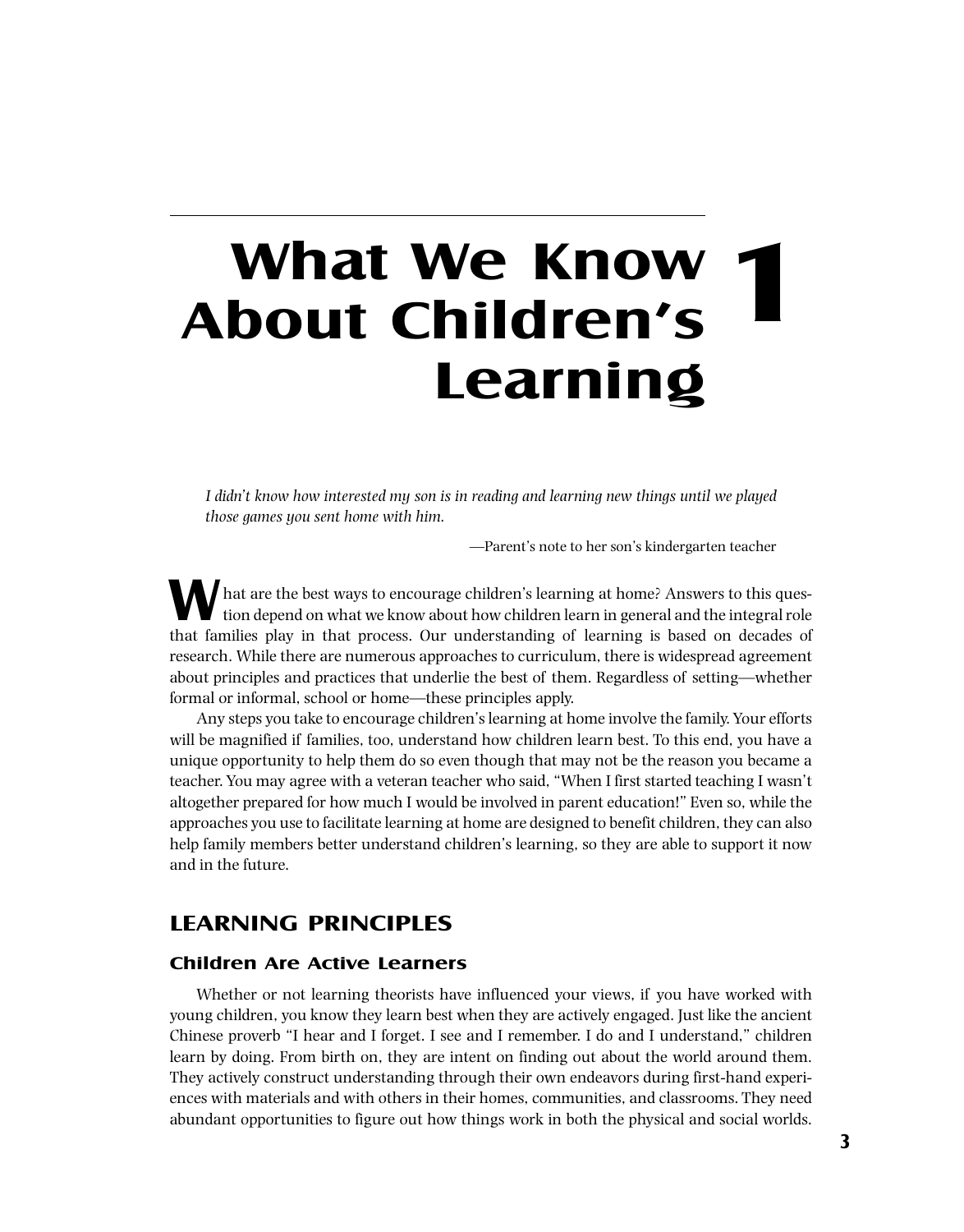# 1 What We Know About Children's Learning

*I didn't know how interested my son is in reading and learning new things until we played those games you sent home with him.*

—Parent's note to her son's kindergarten teacher

What are the best ways to encourage children's learning at home? Answers to this question depend on what we know about how children learn in general and the integral role that families play in that process. Our understanding of learning is based on decades of research. While there are numerous approaches to curriculum, there is widespread agreement about principles and practices that underlie the best of them. Regardless of setting—whether formal or informal, school or home—these principles apply.

Any steps you take to encourage children's learning at home involve the family. Your efforts will be magnified if families, too, understand how children learn best. To this end, you have a unique opportunity to help them do so even though that may not be the reason you became a teacher. You may agree with a veteran teacher who said, "When I first started teaching I wasn't altogether prepared for how much I would be involved in parent education!" Even so, while the approaches you use to facilitate learning at home are designed to benefit children, they can also help family members better understand children's learning, so they are able to support it now and in the future.

## LEARNING PRINCIPLES

### Children Are Active Learners

Whether or not learning theorists have influenced your views, if you have worked with young children, you know they learn best when they are actively engaged. Just like the ancient Chinese proverb "I hear and I forget. I see and I remember. I do and I understand," children learn by doing. From birth on, they are intent on finding out about the world around them. They actively construct understanding through their own endeavors during first-hand experiences with materials and with others in their homes, communities, and classrooms. They need abundant opportunities to figure out how things work in both the physical and social worlds.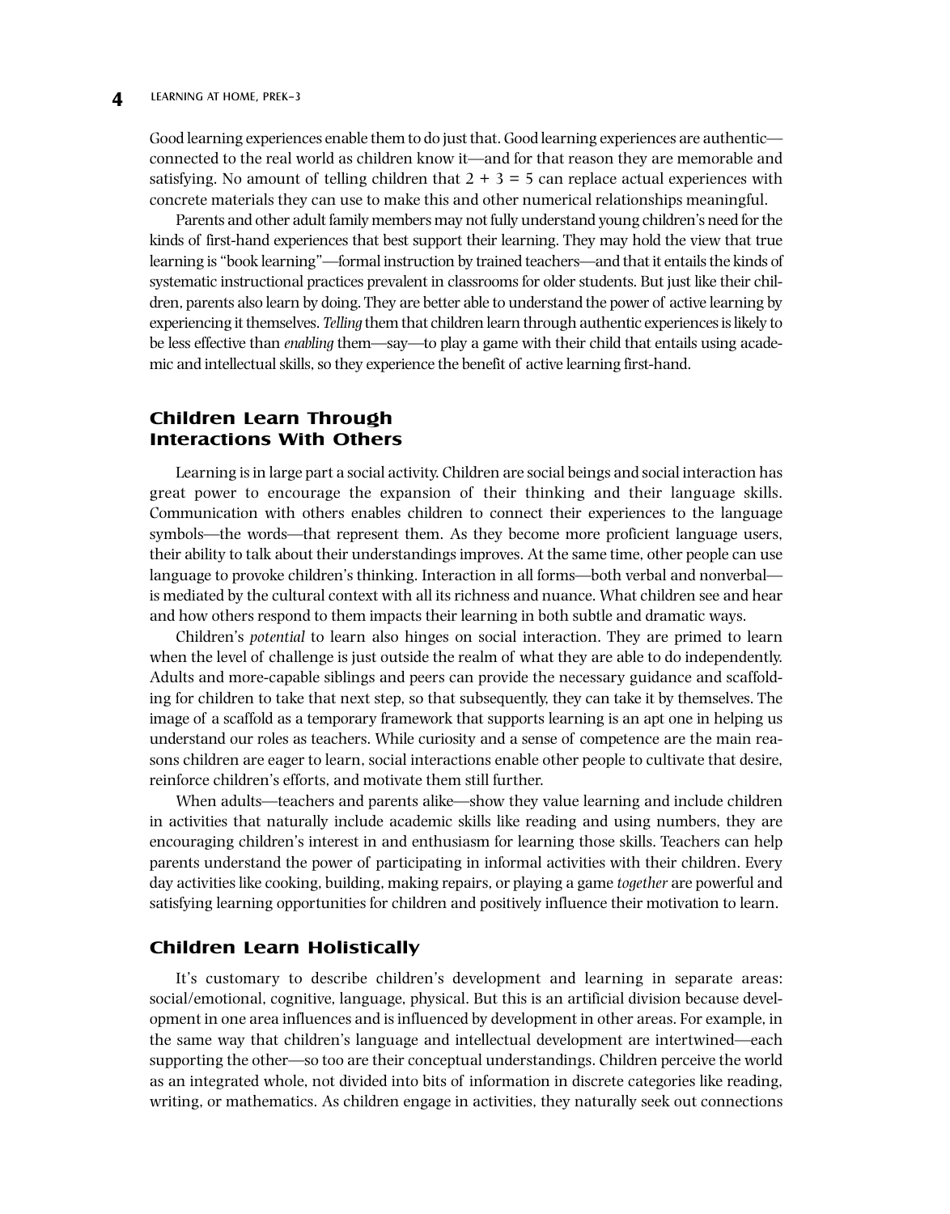Good learning experiences enable them to do just that. Good learning experiences are authentic—connected to the real world as children know it—and for that reason they are memorable and satisfying. No amount of telling children that $2 + 3 = 5$ can replace actual experiences with concrete materials they can use to make this and other numerical relationships meaningful.

Parents and other adult family members may not fully understand young children's need for the kinds of first-hand experiences that best support their learning. They may hold the view that true learning is "book learning"—formal instruction by trained teachers—and that it entails the kinds of systematic instructional practices prevalent in classrooms for older students. But just like their children, parents also learn by doing. They are better able to understand the power of active learning by experiencing it themselves. *Telling* them that children learn through authentic experiences is likely to be less effective than *enabling* them—say—to play a game with their child that entails using academic and intellectual skills, so they experience the benefit of active learning first-hand.

## Children Learn Through Interactions With Others

Learning is in large part a social activity. Children are social beings and social interaction has great power to encourage the expansion of their thinking and their language skills. Communication with others enables children to connect their experiences to the language symbols—the words—that represent them. As they become more proficient language users, their ability to talk about their understandings improves. At the same time, other people can use language to provoke children's thinking. Interaction in all forms—both verbal and nonverbal—is mediated by the cultural context with all its richness and nuance. What children see and hear and how others respond to them impacts their learning in both subtle and dramatic ways.

Children's *potential* to learn also hinges on social interaction. They are primed to learn when the level of challenge is just outside the realm of what they are able to do independently. Adults and more-capable siblings and peers can provide the necessary guidance and scaffolding for children to take that next step, so that subsequently, they can take it by themselves. The image of a scaffold as a temporary framework that supports learning is an apt one in helping us understand our roles as teachers. While curiosity and a sense of competence are the main reasons children are eager to learn, social interactions enable other people to cultivate that desire, reinforce children's efforts, and motivate them still further.

When adults—teachers and parents alike—show they value learning and include children in activities that naturally include academic skills like reading and using numbers, they are encouraging children's interest in and enthusiasm for learning those skills. Teachers can help parents understand the power of participating in informal activities with their children. Every day activities like cooking, building, making repairs, or playing a game *together* are powerful and satisfying learning opportunities for children and positively influence their motivation to learn.

## Children Learn Holistically

It's customary to describe children's development and learning in separate areas: social/emotional, cognitive, language, physical. But this is an artificial division because development in one area influences and is influenced by development in other areas. For example, in the same way that children's language and intellectual development are intertwined—each supporting the other—so too are their conceptual understandings. Children perceive the world as an integrated whole, not divided into bits of information in discrete categories like reading, writing, or mathematics. As children engage in activities, they naturally seek out connections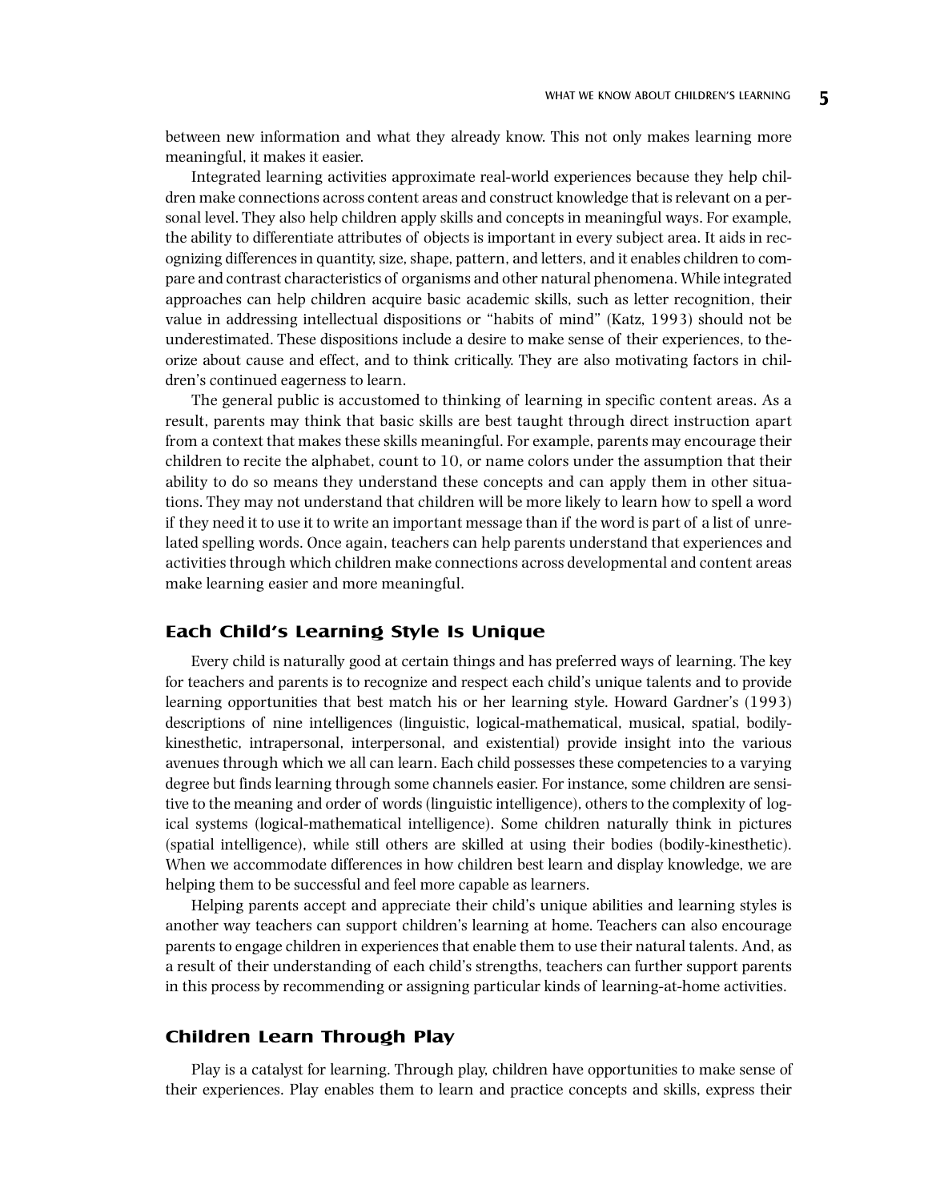between new information and what they already know. This not only makes learning more meaningful, it makes it easier.

Integrated learning activities approximate real-world experiences because they help children make connections across content areas and construct knowledge that is relevant on a personal level. They also help children apply skills and concepts in meaningful ways. For example, the ability to differentiate attributes of objects is important in every subject area. It aids in recognizing differences in quantity, size, shape, pattern, and letters, and it enables children to compare and contrast characteristics of organisms and other natural phenomena. While integrated approaches can help children acquire basic academic skills, such as letter recognition, their value in addressing intellectual dispositions or "habits of mind" (Katz, 1993) should not be underestimated. These dispositions include a desire to make sense of their experiences, to theorize about cause and effect, and to think critically. They are also motivating factors in children's continued eagerness to learn.

The general public is accustomed to thinking of learning in specific content areas. As a result, parents may think that basic skills are best taught through direct instruction apart from a context that makes these skills meaningful. For example, parents may encourage their children to recite the alphabet, count to 10, or name colors under the assumption that their ability to do so means they understand these concepts and can apply them in other situations. They may not understand that children will be more likely to learn how to spell a word if they need it to use it to write an important message than if the word is part of a list of unrelated spelling words. Once again, teachers can help parents understand that experiences and activities through which children make connections across developmental and content areas make learning easier and more meaningful.

## Each Child's Learning Style Is Unique

Every child is naturally good at certain things and has preferred ways of learning. The key for teachers and parents is to recognize and respect each child's unique talents and to provide learning opportunities that best match his or her learning style. Howard Gardner's (1993) descriptions of nine intelligences (linguistic, logical-mathematical, musical, spatial, bodily-kinesthetic, intrapersonal, interpersonal, and existential) provide insight into the various avenues through which we all can learn. Each child possesses these competencies to a varying degree but finds learning through some channels easier. For instance, some children are sensitive to the meaning and order of words (linguistic intelligence), others to the complexity of logical systems (logical-mathematical intelligence). Some children naturally think in pictures (spatial intelligence), while still others are skilled at using their bodies (bodily-kinesthetic). When we accommodate differences in how children best learn and display knowledge, we are helping them to be successful and feel more capable as learners.

Helping parents accept and appreciate their child's unique abilities and learning styles is another way teachers can support children's learning at home. Teachers can also encourage parents to engage children in experiences that enable them to use their natural talents. And, as a result of their understanding of each child's strengths, teachers can further support parents in this process by recommending or assigning particular kinds of learning-at-home activities.

## Children Learn Through Play

Play is a catalyst for learning. Through play, children have opportunities to make sense of their experiences. Play enables them to learn and practice concepts and skills, express their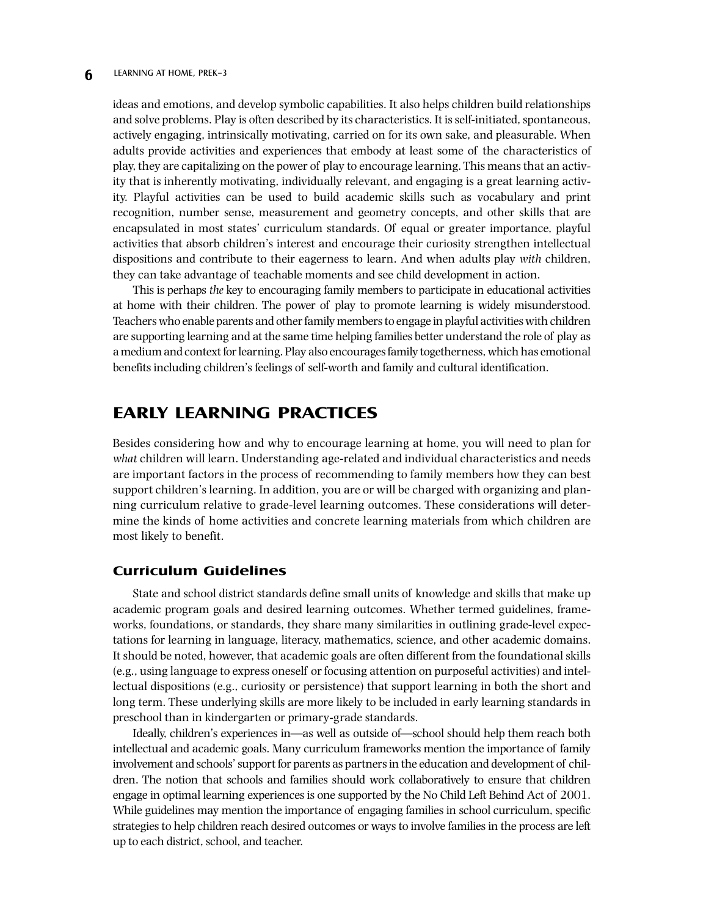ideas and emotions, and develop symbolic capabilities. It also helps children build relationships and solve problems. Play is often described by its characteristics. It is self-initiated, spontaneous, actively engaging, intrinsically motivating, carried on for its own sake, and pleasurable. When adults provide activities and experiences that embody at least some of the characteristics of play, they are capitalizing on the power of play to encourage learning. This means that an activity that is inherently motivating, individually relevant, and engaging is a great learning activity. Playful activities can be used to build academic skills such as vocabulary and print recognition, number sense, measurement and geometry concepts, and other skills that are encapsulated in most states' curriculum standards. Of equal or greater importance, playful activities that absorb children's interest and encourage their curiosity strengthen intellectual dispositions and contribute to their eagerness to learn. And when adults play *with* children, they can take advantage of teachable moments and see child development in action.

This is perhaps *the* key to encouraging family members to participate in educational activities at home with their children. The power of play to promote learning is widely misunderstood. Teachers who enable parents and other family members to engage in playful activities with children are supporting learning and at the same time helping families better understand the role of play as a medium and context for learning. Play also encourages family togetherness, which has emotional benefits including children's feelings of self-worth and family and cultural identification.

## EARLY LEARNING PRACTICES

Besides considering how and why to encourage learning at home, you will need to plan for *what* children will learn. Understanding age-related and individual characteristics and needs are important factors in the process of recommending to family members how they can best support children's learning. In addition, you are or will be charged with organizing and planning curriculum relative to grade-level learning outcomes. These considerations will determine the kinds of home activities and concrete learning materials from which children are most likely to benefit.

### Curriculum Guidelines

State and school district standards define small units of knowledge and skills that make up academic program goals and desired learning outcomes. Whether termed guidelines, frameworks, foundations, or standards, they share many similarities in outlining grade-level expectations for learning in language, literacy, mathematics, science, and other academic domains. It should be noted, however, that academic goals are often different from the foundational skills (e.g., using language to express oneself or focusing attention on purposeful activities) and intellectual dispositions (e.g., curiosity or persistence) that support learning in both the short and long term. These underlying skills are more likely to be included in early learning standards in preschool than in kindergarten or primary-grade standards.

Ideally, children's experiences in—as well as outside of—school should help them reach both intellectual and academic goals. Many curriculum frameworks mention the importance of family involvement and schools' support for parents as partners in the education and development of children. The notion that schools and families should work collaboratively to ensure that children engage in optimal learning experiences is one supported by the No Child Left Behind Act of 2001. While guidelines may mention the importance of engaging families in school curriculum, specific strategies to help children reach desired outcomes or ways to involve families in the process are left up to each district, school, and teacher.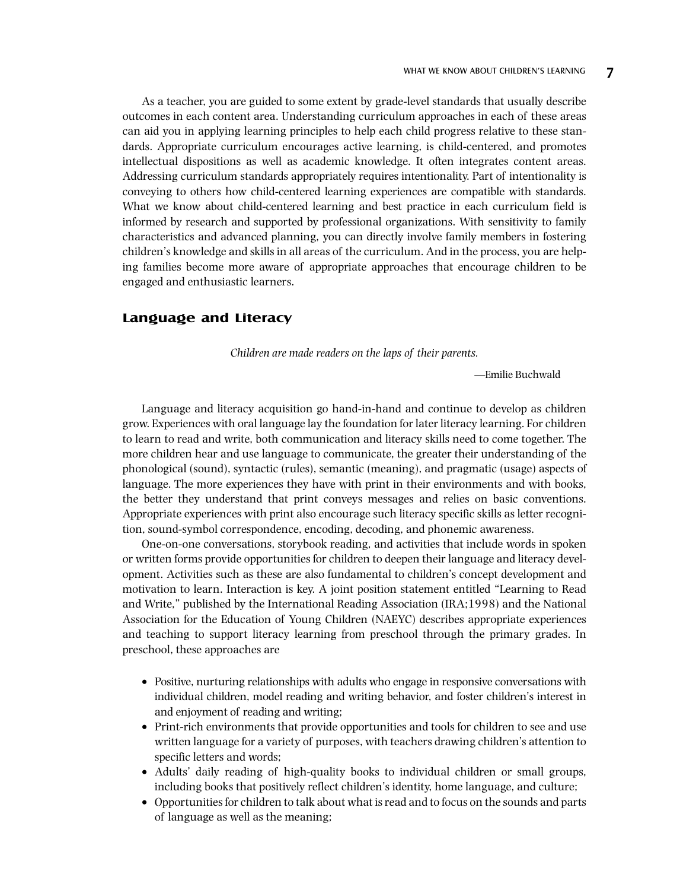As a teacher, you are guided to some extent by grade-level standards that usually describe outcomes in each content area. Understanding curriculum approaches in each of these areas can aid you in applying learning principles to help each child progress relative to these standards. Appropriate curriculum encourages active learning, is child-centered, and promotes intellectual dispositions as well as academic knowledge. It often integrates content areas. Addressing curriculum standards appropriately requires intentionality. Part of intentionality is conveying to others how child-centered learning experiences are compatible with standards. What we know about child-centered learning and best practice in each curriculum field is informed by research and supported by professional organizations. With sensitivity to family characteristics and advanced planning, you can directly involve family members in fostering children's knowledge and skills in all areas of the curriculum. And in the process, you are helping families become more aware of appropriate approaches that encourage children to be engaged and enthusiastic learners.

## Language and Literacy

*Children are made readers on the laps of their parents.*

—Emilie Buchwald

Language and literacy acquisition go hand-in-hand and continue to develop as children grow. Experiences with oral language lay the foundation for later literacy learning. For children to learn to read and write, both communication and literacy skills need to come together. The more children hear and use language to communicate, the greater their understanding of the phonological (sound), syntactic (rules), semantic (meaning), and pragmatic (usage) aspects of language. The more experiences they have with print in their environments and with books, the better they understand that print conveys messages and relies on basic conventions. Appropriate experiences with print also encourage such literacy specific skills as letter recognition, sound-symbol correspondence, encoding, decoding, and phonemic awareness.

One-on-one conversations, storybook reading, and activities that include words in spoken or written forms provide opportunities for children to deepen their language and literacy development. Activities such as these are also fundamental to children's concept development and motivation to learn. Interaction is key. A joint position statement entitled "Learning to Read and Write," published by the International Reading Association (IRA;1998) and the National Association for the Education of Young Children (NAEYC) describes appropriate experiences and teaching to support literacy learning from preschool through the primary grades. In preschool, these approaches are

- Positive, nurturing relationships with adults who engage in responsive conversations with individual children, model reading and writing behavior, and foster children's interest in and enjoyment of reading and writing;
- Print-rich environments that provide opportunities and tools for children to see and use written language for a variety of purposes, with teachers drawing children's attention to specific letters and words;
- Adults' daily reading of high-quality books to individual children or small groups, including books that positively reflect children's identity, home language, and culture;
- Opportunities for children to talk about what is read and to focus on the sounds and parts of language as well as the meaning;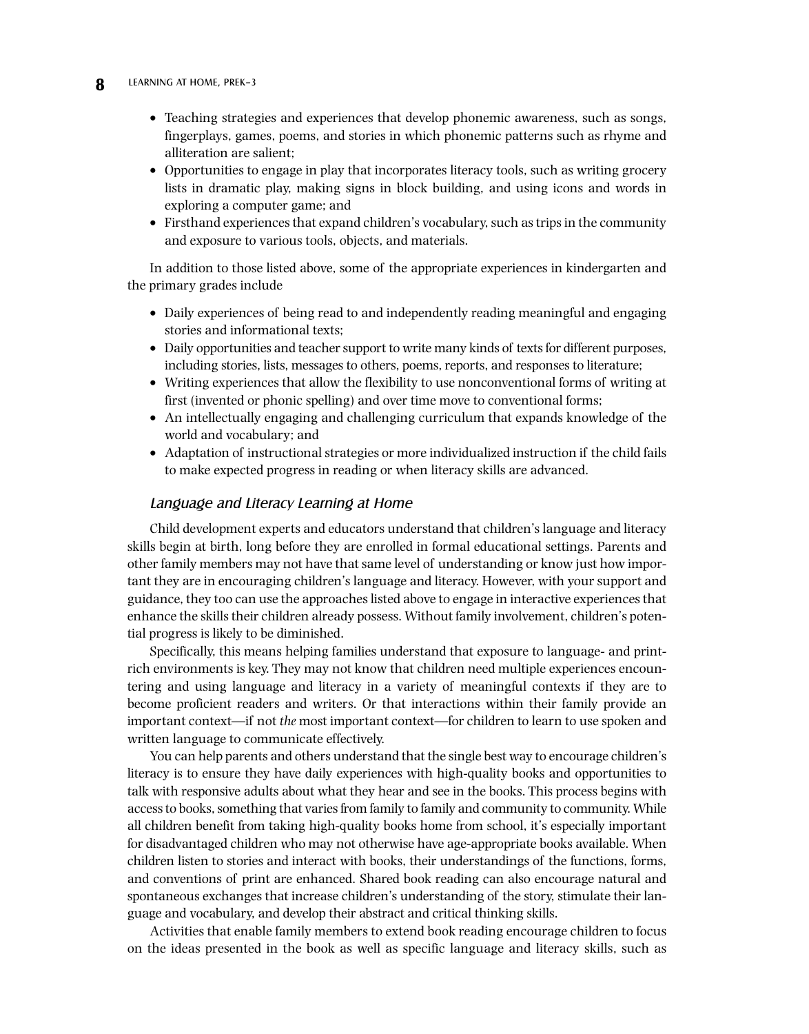- Teaching strategies and experiences that develop phonemic awareness, such as songs, fingerplays, games, poems, and stories in which phonemic patterns such as rhyme and alliteration are salient;
- Opportunities to engage in play that incorporates literacy tools, such as writing grocery lists in dramatic play, making signs in block building, and using icons and words in exploring a computer game; and
- Firsthand experiences that expand children's vocabulary, such as trips in the community and exposure to various tools, objects, and materials.

In addition to those listed above, some of the appropriate experiences in kindergarten and the primary grades include

- Daily experiences of being read to and independently reading meaningful and engaging stories and informational texts;
- Daily opportunities and teacher support to write many kinds of texts for different purposes, including stories, lists, messages to others, poems, reports, and responses to literature;
- Writing experiences that allow the flexibility to use nonconventional forms of writing at first (invented or phonic spelling) and over time move to conventional forms;
- An intellectually engaging and challenging curriculum that expands knowledge of the world and vocabulary; and
- Adaptation of instructional strategies or more individualized instruction if the child fails to make expected progress in reading or when literacy skills are advanced.

### *Language and Literacy Learning at Home*

Child development experts and educators understand that children's language and literacy skills begin at birth, long before they are enrolled in formal educational settings. Parents and other family members may not have that same level of understanding or know just how important they are in encouraging children's language and literacy. However, with your support and guidance, they too can use the approaches listed above to engage in interactive experiences that enhance the skills their children already possess. Without family involvement, children's potential progress is likely to be diminished.

Specifically, this means helping families understand that exposure to language- and print-rich environments is key. They may not know that children need multiple experiences encountering and using language and literacy in a variety of meaningful contexts if they are to become proficient readers and writers. Or that interactions within their family provide an important context—if not *the* most important context—for children to learn to use spoken and written language to communicate effectively.

You can help parents and others understand that the single best way to encourage children's literacy is to ensure they have daily experiences with high-quality books and opportunities to talk with responsive adults about what they hear and see in the books. This process begins with access to books, something that varies from family to family and community to community. While all children benefit from taking high-quality books home from school, it's especially important for disadvantaged children who may not otherwise have age-appropriate books available. When children listen to stories and interact with books, their understandings of the functions, forms, and conventions of print are enhanced. Shared book reading can also encourage natural and spontaneous exchanges that increase children's understanding of the story, stimulate their language and vocabulary, and develop their abstract and critical thinking skills.

Activities that enable family members to extend book reading encourage children to focus on the ideas presented in the book as well as specific language and literacy skills, such as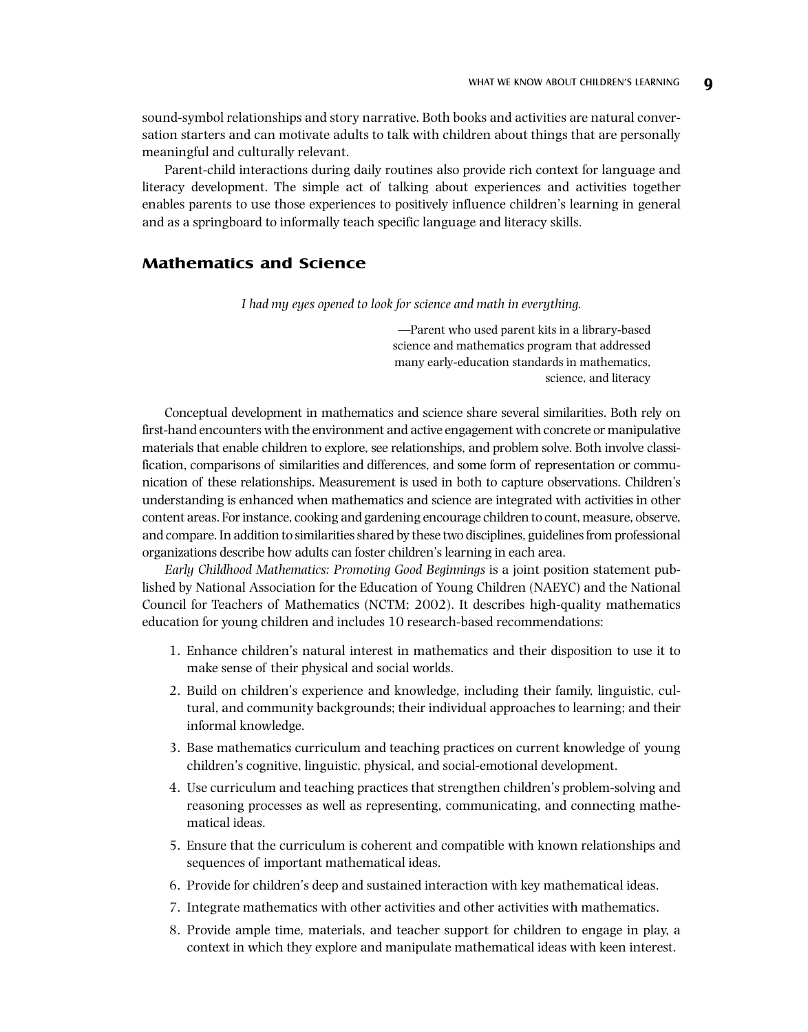sound-symbol relationships and story narrative. Both books and activities are natural conversation starters and can motivate adults to talk with children about things that are personally meaningful and culturally relevant.

Parent-child interactions during daily routines also provide rich context for language and literacy development. The simple act of talking about experiences and activities together enables parents to use those experiences to positively influence children's learning in general and as a springboard to informally teach specific language and literacy skills.

## Mathematics and Science

*I had my eyes opened to look for science and math in everything.*

—Parent who used parent kits in a library-based science and mathematics program that addressed many early-education standards in mathematics, science, and literacy

Conceptual development in mathematics and science share several similarities. Both rely on first-hand encounters with the environment and active engagement with concrete or manipulative materials that enable children to explore, see relationships, and problem solve. Both involve classification, comparisons of similarities and differences, and some form of representation or communication of these relationships. Measurement is used in both to capture observations. Children's understanding is enhanced when mathematics and science are integrated with activities in other content areas. For instance, cooking and gardening encourage children to count, measure, observe, and compare. In addition to similarities shared by these two disciplines, guidelines from professional organizations describe how adults can foster children's learning in each area.

*Early Childhood Mathematics: Promoting Good Beginnings* is a joint position statement published by National Association for the Education of Young Children (NAEYC) and the National Council for Teachers of Mathematics (NCTM; 2002). It describes high-quality mathematics education for young children and includes 10 research-based recommendations:

1. Enhance children's natural interest in mathematics and their disposition to use it to make sense of their physical and social worlds.
2. Build on children's experience and knowledge, including their family, linguistic, cultural, and community backgrounds; their individual approaches to learning; and their informal knowledge.
3. Base mathematics curriculum and teaching practices on current knowledge of young children's cognitive, linguistic, physical, and social-emotional development.
4. Use curriculum and teaching practices that strengthen children's problem-solving and reasoning processes as well as representing, communicating, and connecting mathematical ideas.
5. Ensure that the curriculum is coherent and compatible with known relationships and sequences of important mathematical ideas.
6. Provide for children's deep and sustained interaction with key mathematical ideas.
7. Integrate mathematics with other activities and other activities with mathematics.
8. Provide ample time, materials, and teacher support for children to engage in play, a context in which they explore and manipulate mathematical ideas with keen interest.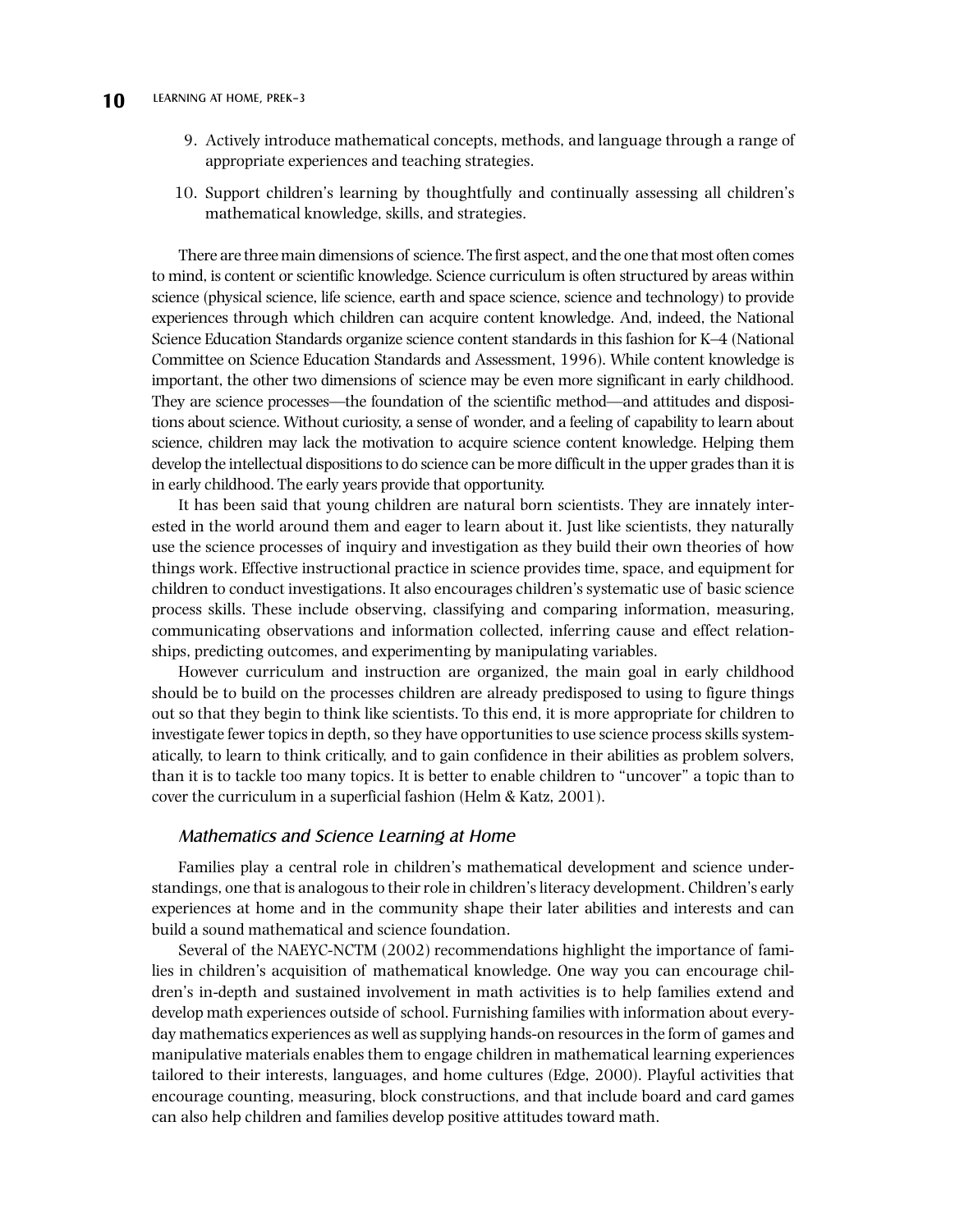9. Actively introduce mathematical concepts, methods, and language through a range of appropriate experiences and teaching strategies.
10. Support children's learning by thoughtfully and continually assessing all children's mathematical knowledge, skills, and strategies.

There are three main dimensions of science. The first aspect, and the one that most often comes to mind, is content or scientific knowledge. Science curriculum is often structured by areas within science (physical science, life science, earth and space science, science and technology) to provide experiences through which children can acquire content knowledge. And, indeed, the National Science Education Standards organize science content standards in this fashion for K–4 (National Committee on Science Education Standards and Assessment, 1996). While content knowledge is important, the other two dimensions of science may be even more significant in early childhood. They are science processes—the foundation of the scientific method—and attitudes and dispositions about science. Without curiosity, a sense of wonder, and a feeling of capability to learn about science, children may lack the motivation to acquire science content knowledge. Helping them develop the intellectual dispositions to do science can be more difficult in the upper grades than it is in early childhood. The early years provide that opportunity.

It has been said that young children are natural born scientists. They are innately interested in the world around them and eager to learn about it. Just like scientists, they naturally use the science processes of inquiry and investigation as they build their own theories of how things work. Effective instructional practice in science provides time, space, and equipment for children to conduct investigations. It also encourages children's systematic use of basic science process skills. These include observing, classifying and comparing information, measuring, communicating observations and information collected, inferring cause and effect relationships, predicting outcomes, and experimenting by manipulating variables.

However curriculum and instruction are organized, the main goal in early childhood should be to build on the processes children are already predisposed to using to figure things out so that they begin to think like scientists. To this end, it is more appropriate for children to investigate fewer topics in depth, so they have opportunities to use science process skills systematically, to learn to think critically, and to gain confidence in their abilities as problem solvers, than it is to tackle too many topics. It is better to enable children to "uncover" a topic than to cover the curriculum in a superficial fashion (Helm & Katz, 2001).

### *Mathematics and Science Learning at Home*

Families play a central role in children's mathematical development and science understandings, one that is analogous to their role in children's literacy development. Children's early experiences at home and in the community shape their later abilities and interests and can build a sound mathematical and science foundation.

Several of the NAEYC-NCTM (2002) recommendations highlight the importance of families in children's acquisition of mathematical knowledge. One way you can encourage children's in-depth and sustained involvement in math activities is to help families extend and develop math experiences outside of school. Furnishing families with information about everyday mathematics experiences as well as supplying hands-on resources in the form of games and manipulative materials enables them to engage children in mathematical learning experiences tailored to their interests, languages, and home cultures (Edge, 2000). Playful activities that encourage counting, measuring, block constructions, and that include board and card games can also help children and families develop positive attitudes toward math.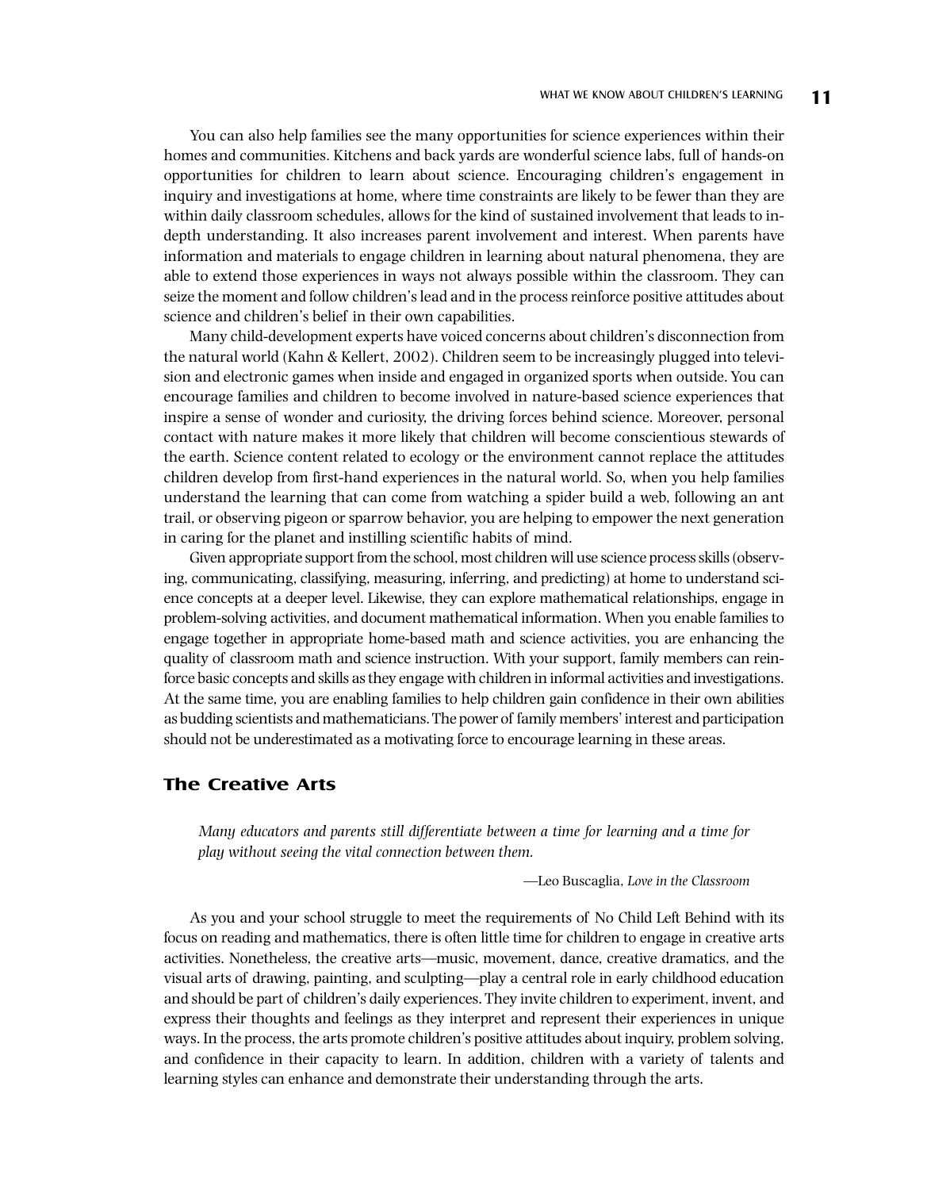You can also help families see the many opportunities for science experiences within their homes and communities. Kitchens and back yards are wonderful science labs, full of hands-on opportunities for children to learn about science. Encouraging children's engagement in inquiry and investigations at home, where time constraints are likely to be fewer than they are within daily classroom schedules, allows for the kind of sustained involvement that leads to in-depth understanding. It also increases parent involvement and interest. When parents have information and materials to engage children in learning about natural phenomena, they are able to extend those experiences in ways not always possible within the classroom. They can seize the moment and follow children's lead and in the process reinforce positive attitudes about science and children's belief in their own capabilities.

Many child-development experts have voiced concerns about children's disconnection from the natural world (Kahn & Kellert, 2002). Children seem to be increasingly plugged into television and electronic games when inside and engaged in organized sports when outside. You can encourage families and children to become involved in nature-based science experiences that inspire a sense of wonder and curiosity, the driving forces behind science. Moreover, personal contact with nature makes it more likely that children will become conscientious stewards of the earth. Science content related to ecology or the environment cannot replace the attitudes children develop from first-hand experiences in the natural world. So, when you help families understand the learning that can come from watching a spider build a web, following an ant trail, or observing pigeon or sparrow behavior, you are helping to empower the next generation in caring for the planet and instilling scientific habits of mind.

Given appropriate support from the school, most children will use science process skills (observing, communicating, classifying, measuring, inferring, and predicting) at home to understand science concepts at a deeper level. Likewise, they can explore mathematical relationships, engage in problem-solving activities, and document mathematical information. When you enable families to engage together in appropriate home-based math and science activities, you are enhancing the quality of classroom math and science instruction. With your support, family members can reinforce basic concepts and skills as they engage with children in informal activities and investigations. At the same time, you are enabling families to help children gain confidence in their own abilities as budding scientists and mathematicians. The power of family members' interest and participation should not be underestimated as a motivating force to encourage learning in these areas.

## The Creative Arts

> *Many educators and parents still differentiate between a time for learning and a time for play without seeing the vital connection between them.*
>
> —Leo Buscaglia, *Love in the Classroom*

As you and your school struggle to meet the requirements of No Child Left Behind with its focus on reading and mathematics, there is often little time for children to engage in creative arts activities. Nonetheless, the creative arts—music, movement, dance, creative dramatics, and the visual arts of drawing, painting, and sculpting—play a central role in early childhood education and should be part of children's daily experiences. They invite children to experiment, invent, and express their thoughts and feelings as they interpret and represent their experiences in unique ways. In the process, the arts promote children's positive attitudes about inquiry, problem solving, and confidence in their capacity to learn. In addition, children with a variety of talents and learning styles can enhance and demonstrate their understanding through the arts.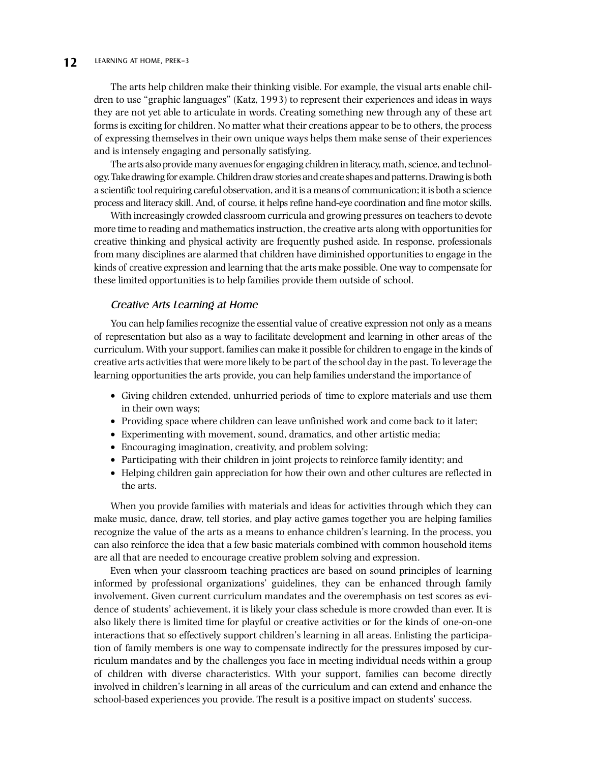The arts help children make their thinking visible. For example, the visual arts enable children to use "graphic languages" (Katz, 1993) to represent their experiences and ideas in ways they are not yet able to articulate in words. Creating something new through any of these art forms is exciting for children. No matter what their creations appear to be to others, the process of expressing themselves in their own unique ways helps them make sense of their experiences and is intensely engaging and personally satisfying.

The arts also provide many avenues for engaging children in literacy, math, science, and technology. Take drawing for example. Children draw stories and create shapes and patterns. Drawing is both a scientific tool requiring careful observation, and it is a means of communication; it is both a science process and literacy skill. And, of course, it helps refine hand-eye coordination and fine motor skills.

With increasingly crowded classroom curricula and growing pressures on teachers to devote more time to reading and mathematics instruction, the creative arts along with opportunities for creative thinking and physical activity are frequently pushed aside. In response, professionals from many disciplines are alarmed that children have diminished opportunities to engage in the kinds of creative expression and learning that the arts make possible. One way to compensate for these limited opportunities is to help families provide them outside of school.

### *Creative Arts Learning at Home*

You can help families recognize the essential value of creative expression not only as a means of representation but also as a way to facilitate development and learning in other areas of the curriculum. With your support, families can make it possible for children to engage in the kinds of creative arts activities that were more likely to be part of the school day in the past. To leverage the learning opportunities the arts provide, you can help families understand the importance of

- Giving children extended, unhurried periods of time to explore materials and use them in their own ways;
- Providing space where children can leave unfinished work and come back to it later;
- Experimenting with movement, sound, dramatics, and other artistic media;
- Encouraging imagination, creativity, and problem solving;
- Participating with their children in joint projects to reinforce family identity; and
- Helping children gain appreciation for how their own and other cultures are reflected in the arts.

When you provide families with materials and ideas for activities through which they can make music, dance, draw, tell stories, and play active games together you are helping families recognize the value of the arts as a means to enhance children's learning. In the process, you can also reinforce the idea that a few basic materials combined with common household items are all that are needed to encourage creative problem solving and expression.

Even when your classroom teaching practices are based on sound principles of learning informed by professional organizations' guidelines, they can be enhanced through family involvement. Given current curriculum mandates and the overemphasis on test scores as evidence of students' achievement, it is likely your class schedule is more crowded than ever. It is also likely there is limited time for playful or creative activities or for the kinds of one-on-one interactions that so effectively support children's learning in all areas. Enlisting the participation of family members is one way to compensate indirectly for the pressures imposed by curriculum mandates and by the challenges you face in meeting individual needs within a group of children with diverse characteristics. With your support, families can become directly involved in children's learning in all areas of the curriculum and can extend and enhance the school-based experiences you provide. The result is a positive impact on students' success.